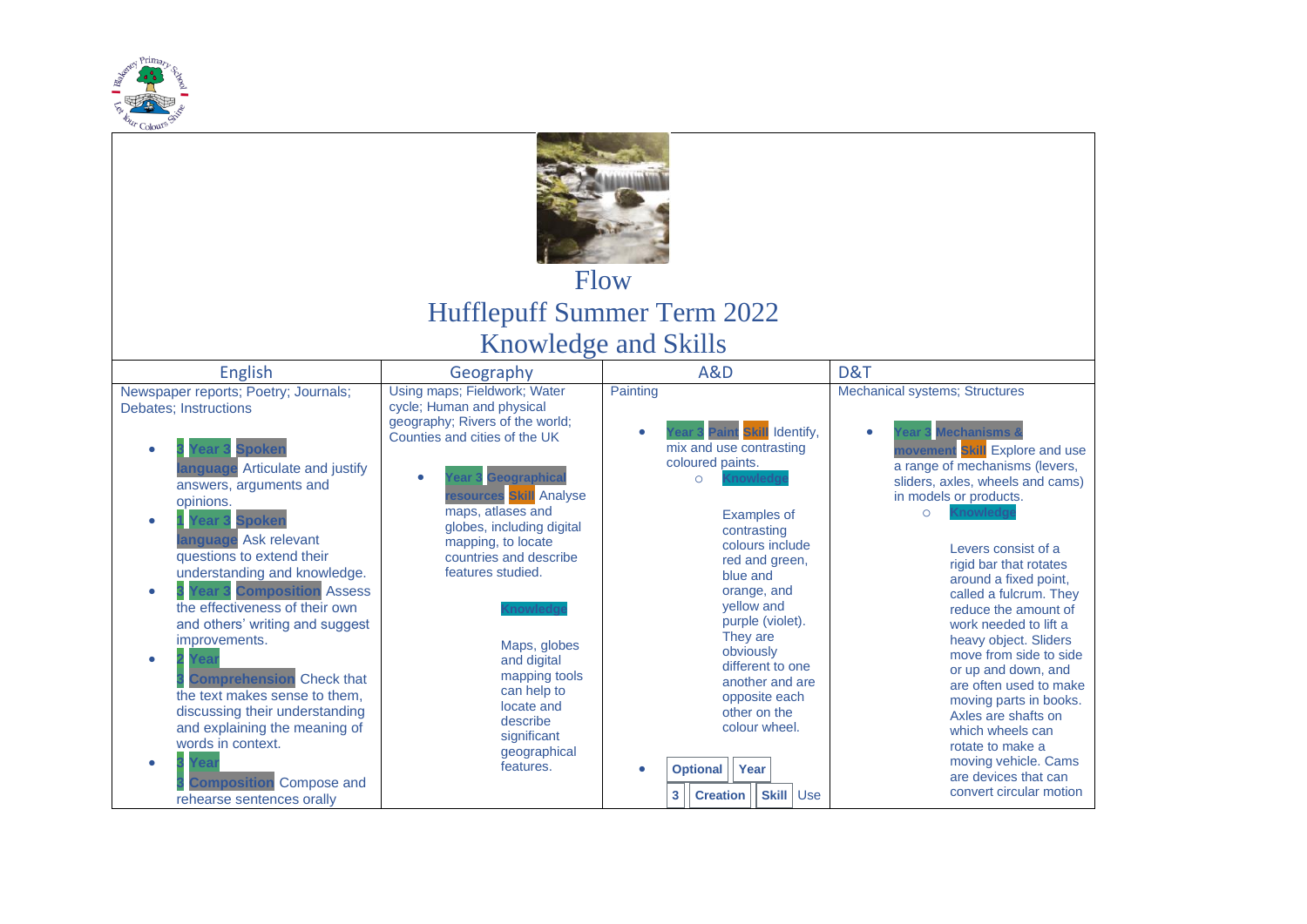# Flow

## Hufflepuff Summer Term 2022

## Knowledge and Skills

| English | Geography | A&D | D&T |
|---|---|---|---|
| Newspaper reports; Poetry; Journals; Debates; Instructions<br><br>• 3 Year 3 Spoken language Articulate and justify answers, arguments and opinions.<br>• 1 Year 3 Spoken language Ask relevant questions to extend their understanding and knowledge.<br>• 3 Year 3 Composition Assess the effectiveness of their own and others' writing and suggest improvements.<br>• 2 Year 3 Comprehension Check that the text makes sense to them, discussing their understanding and explaining the meaning of words in context.<br>• 3 Year 3 Composition Compose and rehearse sentences orally | Using maps; Fieldwork; Water cycle; Human and physical geography; Rivers of the world; Counties and cities of the UK<br><br>• Year 3 Geographical resources Skill Analyse maps, atlases and globes, including digital mapping, to locate countries and describe features studied.<br><br>Knowledge<br><br>Maps, globes and digital mapping tools can help to locate and describe significant geographical features. | Painting<br><br>• Year 3 Paint Skill Identify, mix and use contrasting coloured paints.<br>○ Knowledge<br><br>Examples of contrasting colours include red and green, blue and orange, and yellow and purple (violet). They are obviously different to one another and are opposite each other on the colour wheel.<br><br>• Optional Year 3 Creation Skill Use | Mechanical systems; Structures<br><br>• Year 3 Mechanisms & movement Skill Explore and use a range of mechanisms (levers, sliders, axles, wheels and cams) in models or products.<br>○ Knowledge<br><br>Levers consist of a rigid bar that rotates around a fixed point, called a fulcrum. They reduce the amount of work needed to lift a heavy object. Sliders move from side to side or up and down, and are often used to make moving parts in books. Axles are shafts on which wheels can rotate to make a moving vehicle. Cams are devices that can convert circular motion |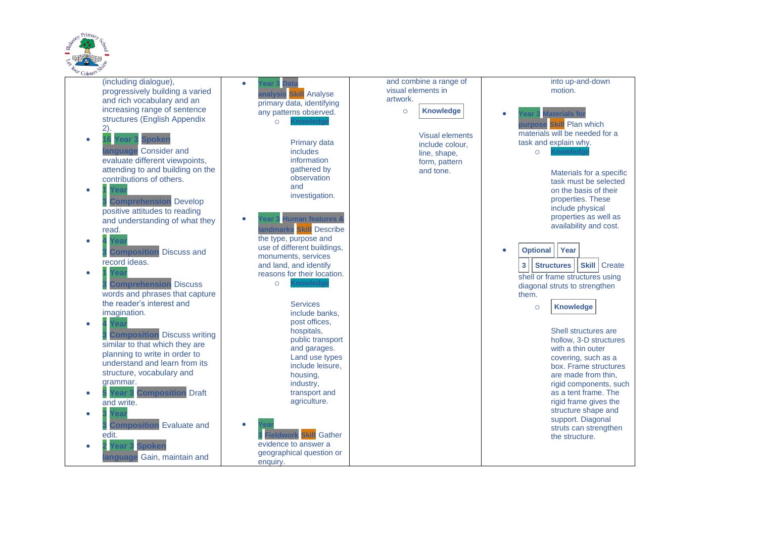| | | | |
|---|---|---|---|
| (including dialogue), progressively building a varied and rich vocabulary and an increasing range of sentence structures (English Appendix 2).<br>• 16 Year 3 Spoken language Consider and evaluate different viewpoints, attending to and building on the contributions of others.<br>• 1 Year 3 Comprehension Develop positive attitudes to reading and understanding of what they read.<br>• 4 Year 3 Composition Discuss and record ideas.<br>• 1 Year 3 Comprehension Discuss words and phrases that capture the reader's interest and imagination.<br>• 4 Year 3 Composition Discuss writing similar to that which they are planning to write in order to understand and learn from its structure, vocabulary and grammar.<br>• 5 Year 3 Composition Draft and write.<br>• 3 Year 3 Composition Evaluate and edit.<br>• 2 Year 3 Spoken language Gain, maintain and | • Year 3 Data analysis Skill Analyse primary data, identifying any patterns observed.<br>  ○ Knowledge<br>  Primary data includes information gathered by observation and investigation.<br>• Year 3 Human features & landmarks Skill Describe the type, purpose and use of different buildings, monuments, services and land, and identify reasons for their location.<br>  ○ Knowledge<br>  Services include banks, post offices, hospitals, public transport and garages. Land use types include leisure, housing, industry, transport and agriculture.<br>• Year 3 Fieldwork Skill Gather evidence to answer a geographical question or enquiry. | and combine a range of visual elements in artwork.<br>  ○ Knowledge<br>  Visual elements include colour, line, shape, form, pattern and tone. | into up-and-down motion.<br>• Year 3 Materials for purpose Skill Plan which materials will be needed for a task and explain why.<br>  ○ Knowledge<br>  Materials for a specific task must be selected on the basis of their properties. These include physical properties as well as availability and cost.<br>• Optional Year 3 Structures Skill Create shell or frame structures using diagonal struts to strengthen them.<br>  ○ Knowledge<br>  Shell structures are hollow, 3-D structures with a thin outer covering, such as a box. Frame structures are made from thin, rigid components, such as a tent frame. The rigid frame gives the structure shape and support. Diagonal struts can strengthen the structure. |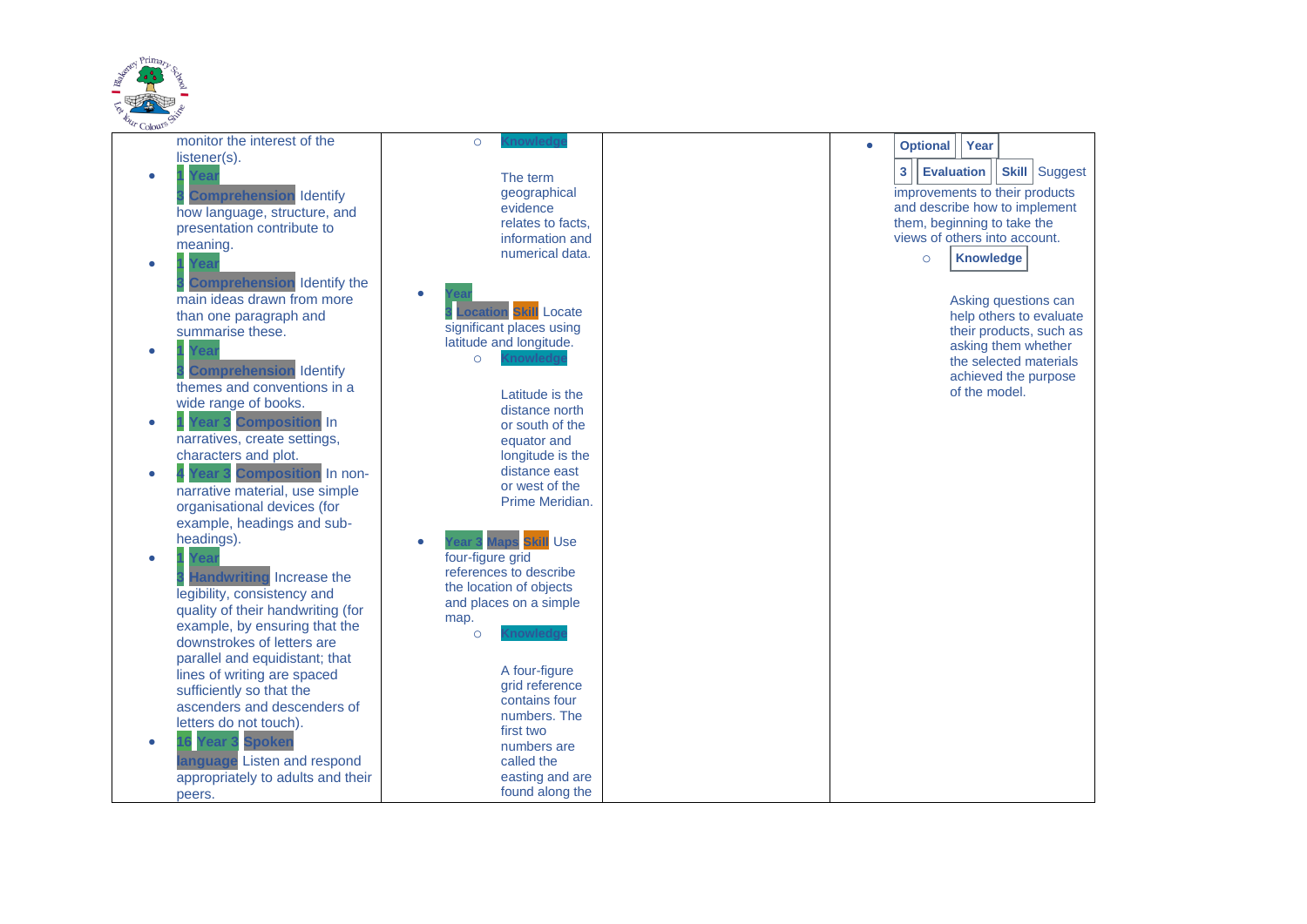| | | | |
|---|---|---|---|
| monitor the interest of the listener(s).<br>• 1 Year 3 Comprehension Identify how language, structure, and presentation contribute to meaning.<br>• 1 Year 3 Comprehension Identify the main ideas drawn from more than one paragraph and summarise these.<br>• 1 Year 3 Comprehension Identify themes and conventions in a wide range of books.<br>• 1 Year 3 Composition In narratives, create settings, characters and plot.<br>• 4 Year 3 Composition In non-narrative material, use simple organisational devices (for example, headings and sub-headings).<br>• 1 Year 3 Handwriting Increase the legibility, consistency and quality of their handwriting (for example, by ensuring that the downstrokes of letters are parallel and equidistant; that lines of writing are spaced sufficiently so that the ascenders and descenders of letters do not touch).<br>• 16 Year 3 Spoken language Listen and respond appropriately to adults and their peers. | ○ Knowledge<br>The term geographical evidence relates to facts, information and numerical data.<br>• Year 3 Location Skill Locate significant places using latitude and longitude.<br>○ Knowledge<br>Latitude is the distance north or south of the equator and longitude is the distance east or west of the Prime Meridian.<br>• Year 3 Maps Skill Use four-figure grid references to describe the location of objects and places on a simple map.<br>○ Knowledge<br>A four-figure grid reference contains four numbers. The first two numbers are called the easting and are found along the | | • Optional Year 3 Evaluation Skill Suggest improvements to their products and describe how to implement them, beginning to take the views of others into account.<br>○ Knowledge<br>Asking questions can help others to evaluate their products, such as asking them whether the selected materials achieved the purpose of the model. |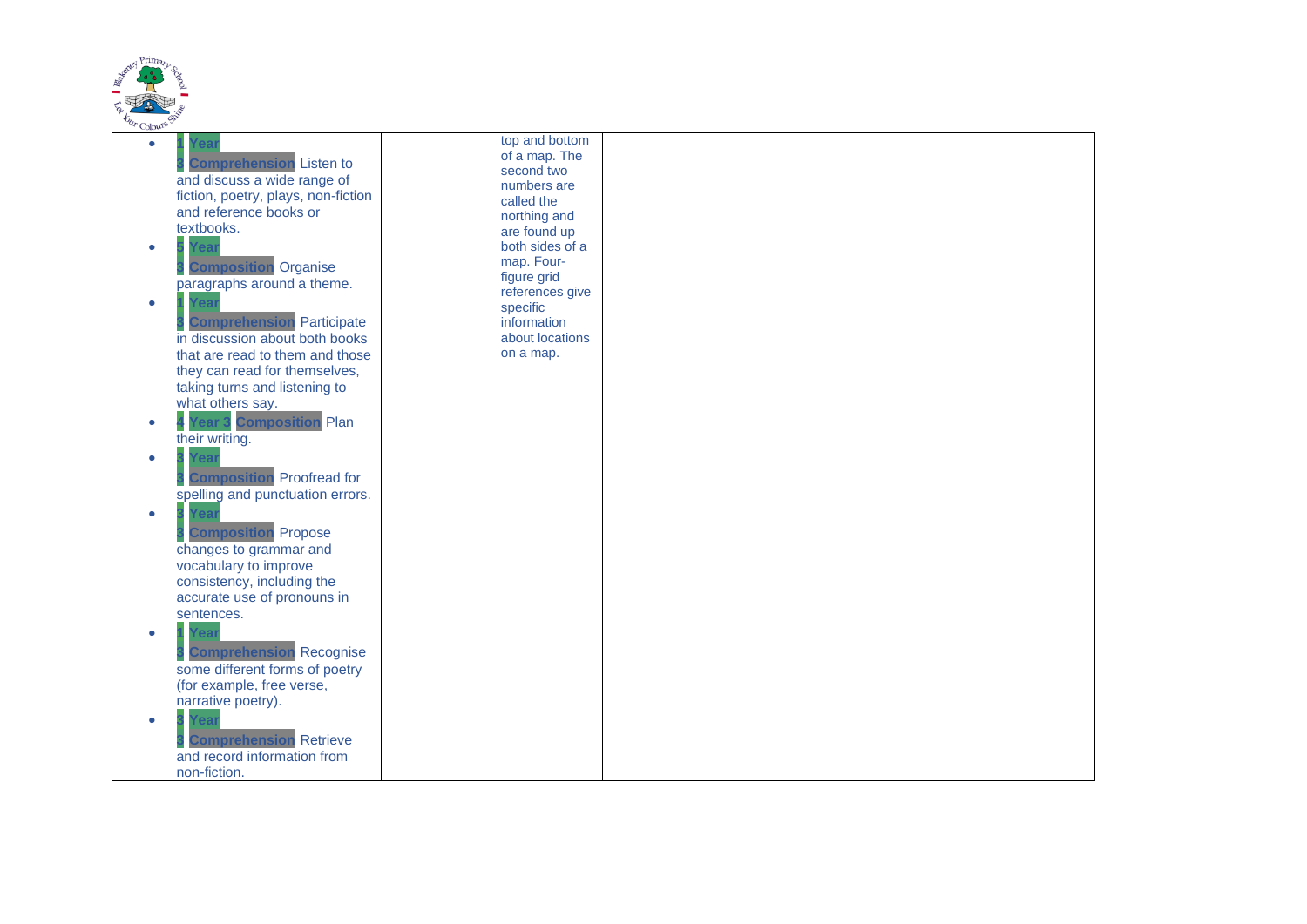| | | | | |
|---|---|---|---|---|
| <ul><li>1 Year 3 **Comprehension** Listen to and discuss a wide range of fiction, poetry, plays, non-fiction and reference books or textbooks.</li><li>5 Year 3 **Composition** Organise paragraphs around a theme.</li><li>1 Year 3 **Comprehension** Participate in discussion about both books that are read to them and those they can read for themselves, taking turns and listening to what others say.</li><li>4 Year 3 **Composition** Plan their writing.</li><li>3 Year 3 **Composition** Proofread for spelling and punctuation errors.</li><li>3 Year 3 **Composition** Propose changes to grammar and vocabulary to improve consistency, including the accurate use of pronouns in sentences.</li><li>1 Year 3 **Comprehension** Recognise some different forms of poetry (for example, free verse, narrative poetry).</li><li>3 Year 3 **Comprehension** Retrieve and record information from non-fiction.</li></ul> | | top and bottom of a map. The second two numbers are called the northing and are found up both sides of a map. Four-figure grid references give specific information about locations on a map. | | |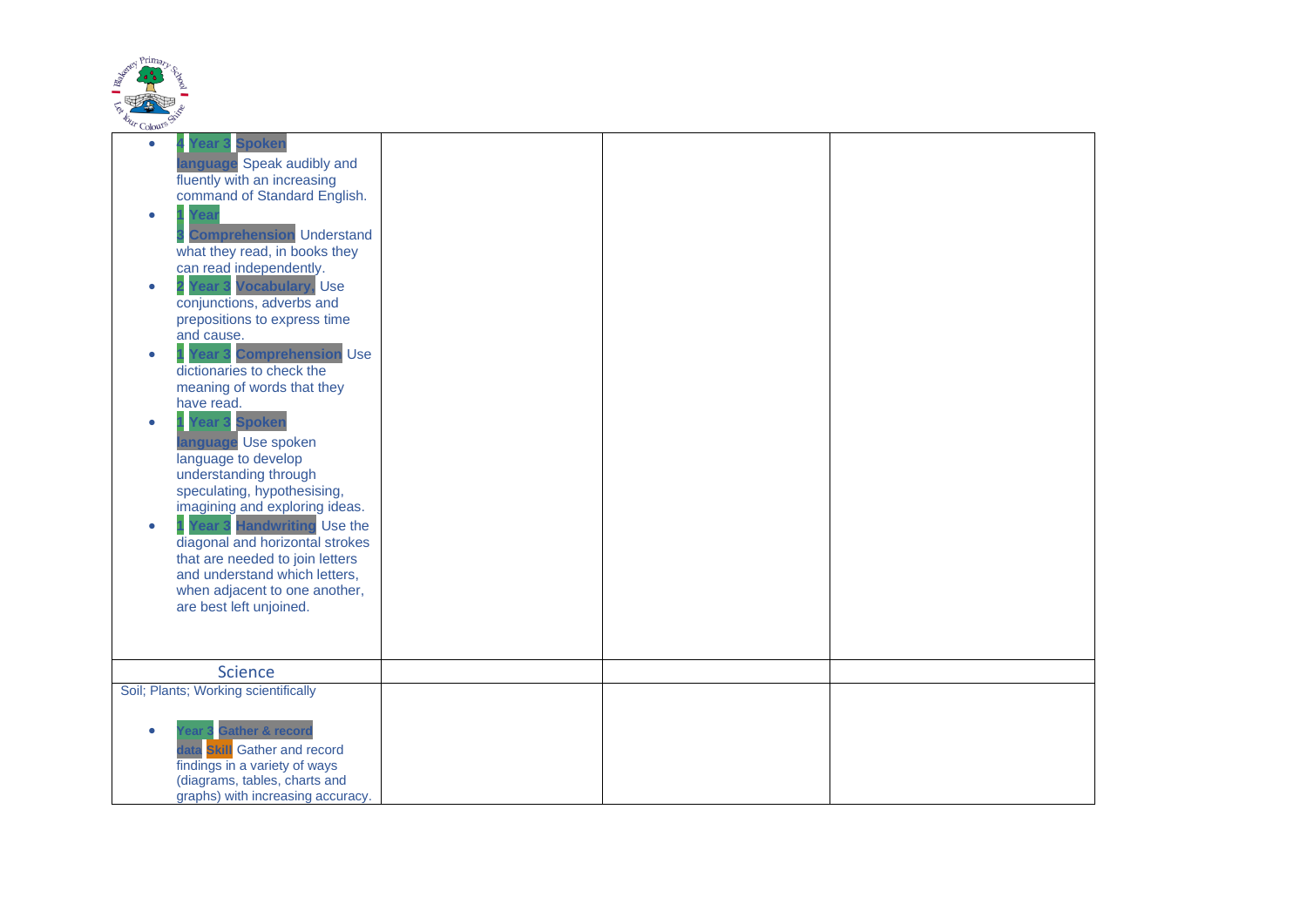| | | | |
|---|---|---|---|
| • **4 Year 3 Spoken language** Speak audibly and fluently with an increasing command of Standard English.<br>• **1 Year 3 Comprehension** Understand what they read, in books they can read independently.<br>• **2 Year 3 Vocabulary,** Use conjunctions, adverbs and prepositions to express time and cause.<br>• **1 Year 3 Comprehension** Use dictionaries to check the meaning of words that they have read.<br>• **1 Year 3 Spoken language** Use spoken language to develop understanding through speculating, hypothesising, imagining and exploring ideas.<br>• **1 Year 3 Handwriting** Use the diagonal and horizontal strokes that are needed to join letters and understand which letters, when adjacent to one another, are best left unjoined. | | | |
| Science | | | |
| Soil; Plants; Working scientifically<br><br>• **Year 3 Gather & record data Skill** Gather and record findings in a variety of ways (diagrams, tables, charts and graphs) with increasing accuracy. | | | |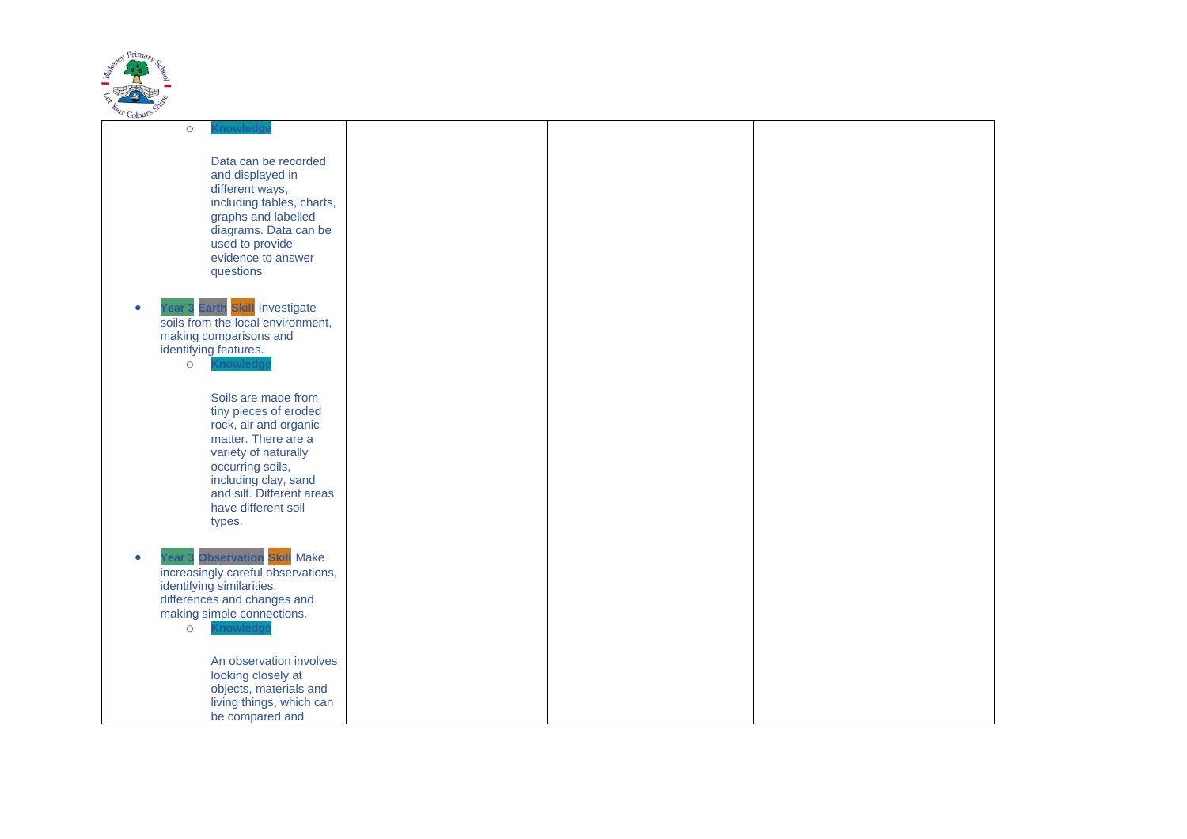| | | | |
|---|---|---|---|
| ◦ **Knowledge**<br><br>Data can be recorded and displayed in different ways, including tables, charts, graphs and labelled diagrams. Data can be used to provide evidence to answer questions.<br><br>• **Year 3** **Earth** **Skill** Investigate soils from the local environment, making comparisons and identifying features.<br>◦ **Knowledge**<br><br>Soils are made from tiny pieces of eroded rock, air and organic matter. There are a variety of naturally occurring soils, including clay, sand and silt. Different areas have different soil types.<br><br>• **Year 3** **Observation** **Skill** Make increasingly careful observations, identifying similarities, differences and changes and making simple connections.<br>◦ **Knowledge**<br><br>An observation involves looking closely at objects, materials and living things, which can be compared and | | | |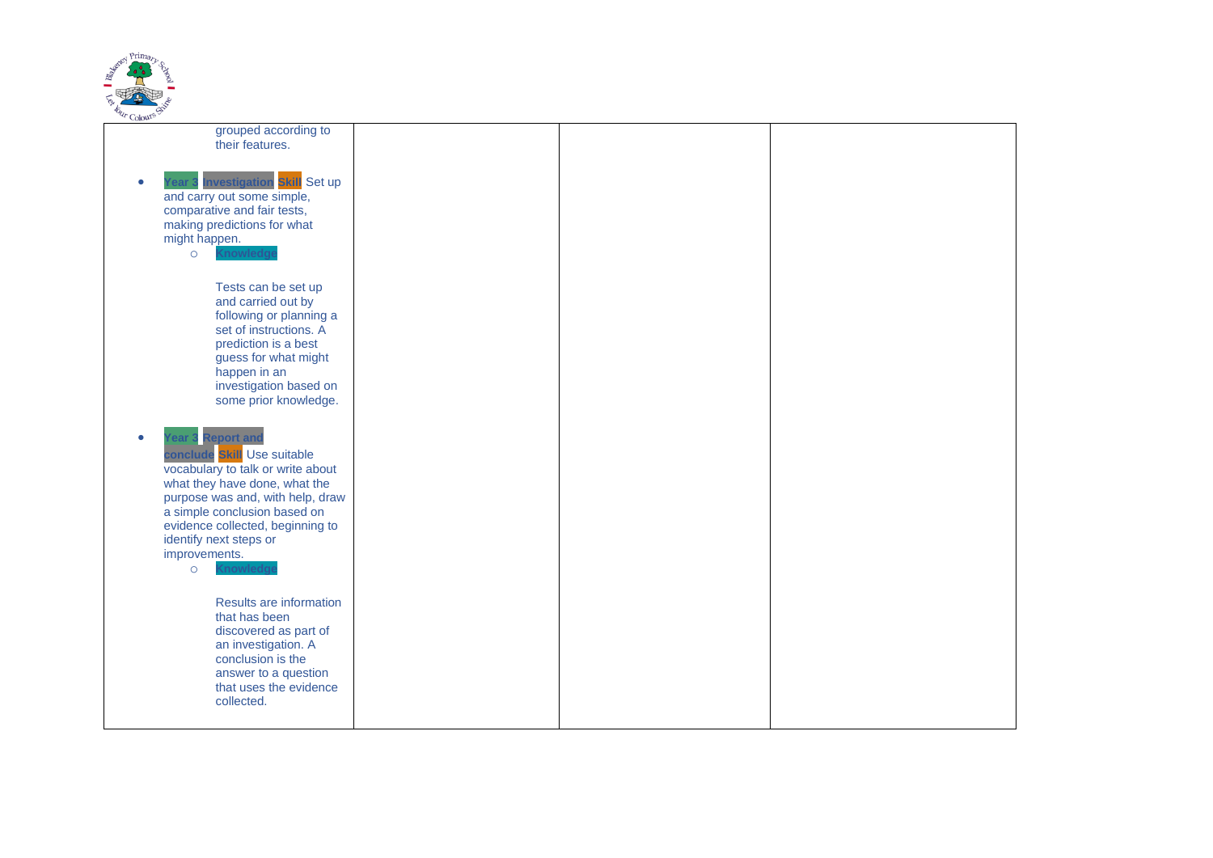| | | | |
|---|---|---|---|
| grouped according to their features.<br><br>• **Year 3** **Investigation** **Skill** Set up and carry out some simple, comparative and fair tests, making predictions for what might happen.<br>&nbsp;&nbsp;&nbsp;&nbsp;○ **Knowledge**<br><br>Tests can be set up and carried out by following or planning a set of instructions. A prediction is a best guess for what might happen in an investigation based on some prior knowledge.<br><br>• **Year 3** **Report and conclude** **Skill** Use suitable vocabulary to talk or write about what they have done, what the purpose was and, with help, draw a simple conclusion based on evidence collected, beginning to identify next steps or improvements.<br>&nbsp;&nbsp;&nbsp;&nbsp;○ **Knowledge**<br><br>Results are information that has been discovered as part of an investigation. A conclusion is the answer to a question that uses the evidence collected. | | | |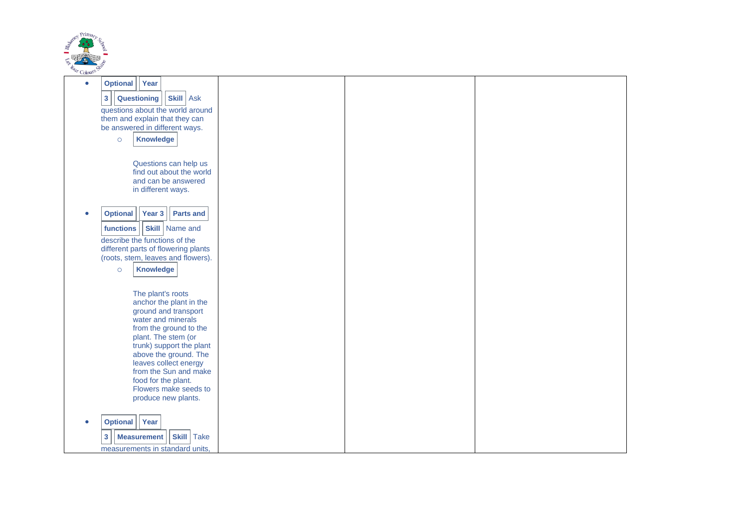| | | | |
|---|---|---|---|
| • **Optional** **Year 3** **Questioning** **Skill** Ask questions about the world around them and explain that they can be answered in different ways.<br>◦ **Knowledge**<br>Questions can help us find out about the world and can be answered in different ways.<br><br>• **Optional** **Year 3** **Parts and functions** **Skill** Name and describe the functions of the different parts of flowering plants (roots, stem, leaves and flowers).<br>◦ **Knowledge**<br>The plant's roots anchor the plant in the ground and transport water and minerals from the ground to the plant. The stem (or trunk) support the plant above the ground. The leaves collect energy from the Sun and make food for the plant. Flowers make seeds to produce new plants.<br><br>• **Optional** **Year 3** **Measurement** **Skill** Take measurements in standard units, | | | |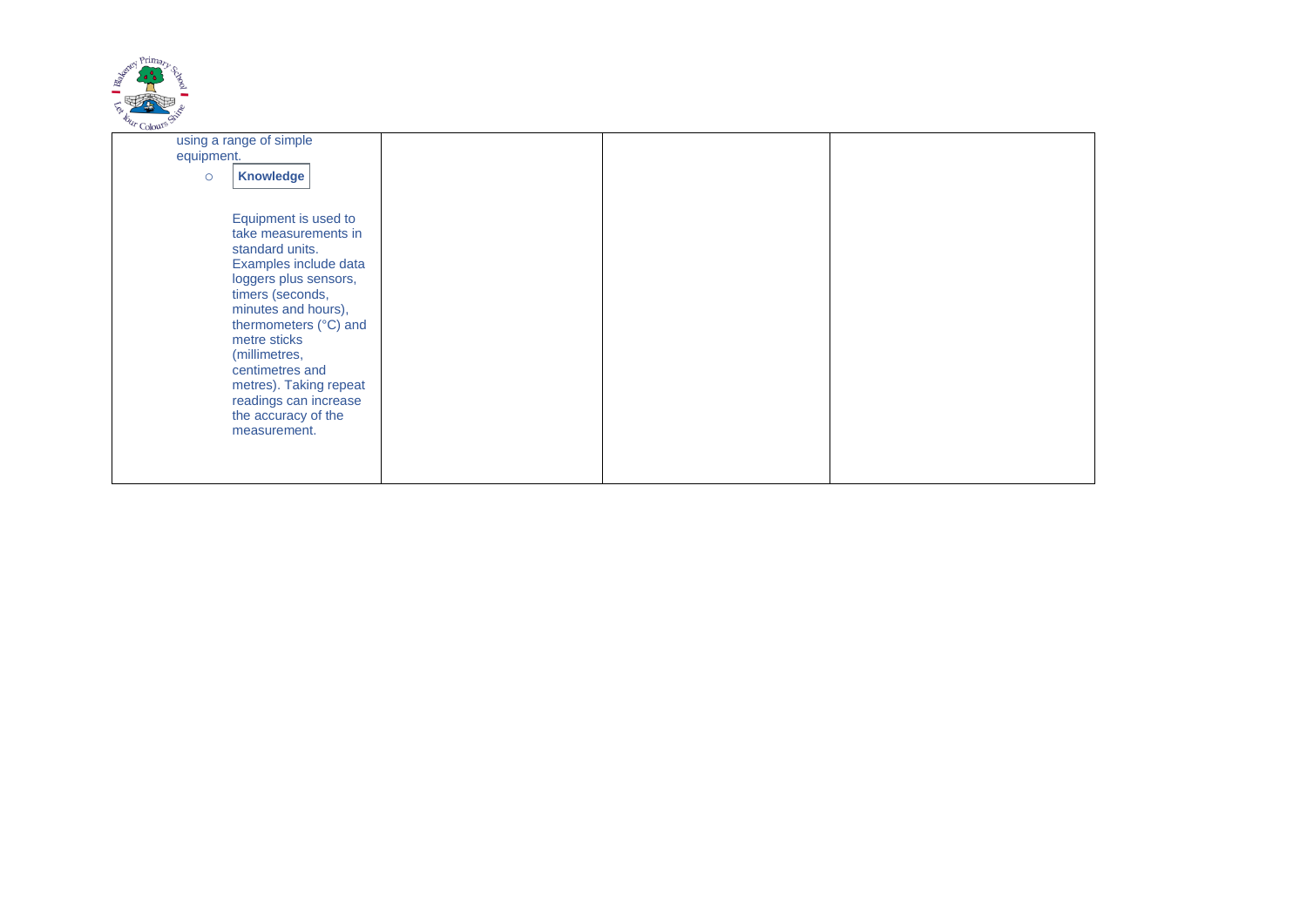| | | | |
|---|---|---|---|
| using a range of simple equipment.<br><br>○ **Knowledge**<br><br>Equipment is used to take measurements in standard units. Examples include data loggers plus sensors, timers (seconds, minutes and hours), thermometers (°C) and metre sticks (millimetres, centimetres and metres). Taking repeat readings can increase the accuracy of the measurement. | | | |